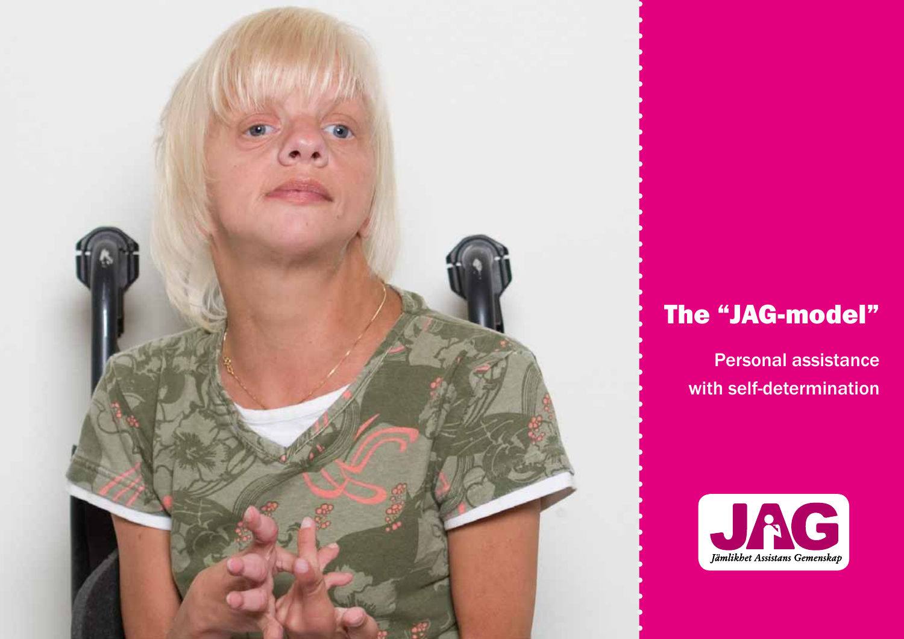# The "JAG-model"

Personal assistance with self-determination

JAG

*Jämlikhet Assistans Gemenskap*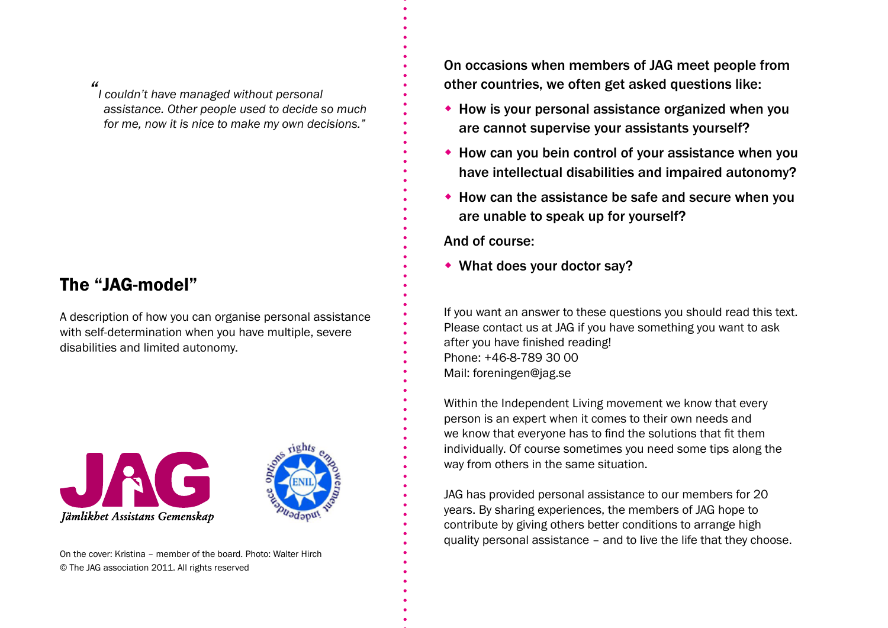*"I couldn't have managed without personal assistance. Other people used to decide so much for me, now it is nice to make my own decisions."*

## The "JAG-model"

A description of how you can organise personal assistance with self-determination when you have multiple, severe disabilities and limited autonomy.

Jämlikhet Assistans Gemenskap

On the cover: Kristina – member of the board. Photo: Walter Hirch
© The JAG association 2011. All rights reserved

**On occasions when members of JAG meet people from other countries, we often get asked questions like:**

- **How is your personal assistance organized when you are cannot supervise your assistants yourself?**
- **How can you bein control of your assistance when you have intellectual disabilities and impaired autonomy?**
- **How can the assistance be safe and secure when you are unable to speak up for yourself?**

**And of course:**

- **What does your doctor say?**

If you want an answer to these questions you should read this text. Please contact us at JAG if you have something you want to ask after you have finished reading!
Phone: +46-8-789 30 00
Mail: foreningen@jag.se

Within the Independent Living movement we know that every person is an expert when it comes to their own needs and we know that everyone has to find the solutions that fit them individually. Of course sometimes you need some tips along the way from others in the same situation.

JAG has provided personal assistance to our members for 20 years. By sharing experiences, the members of JAG hope to contribute by giving others better conditions to arrange high quality personal assistance – and to live the life that they choose.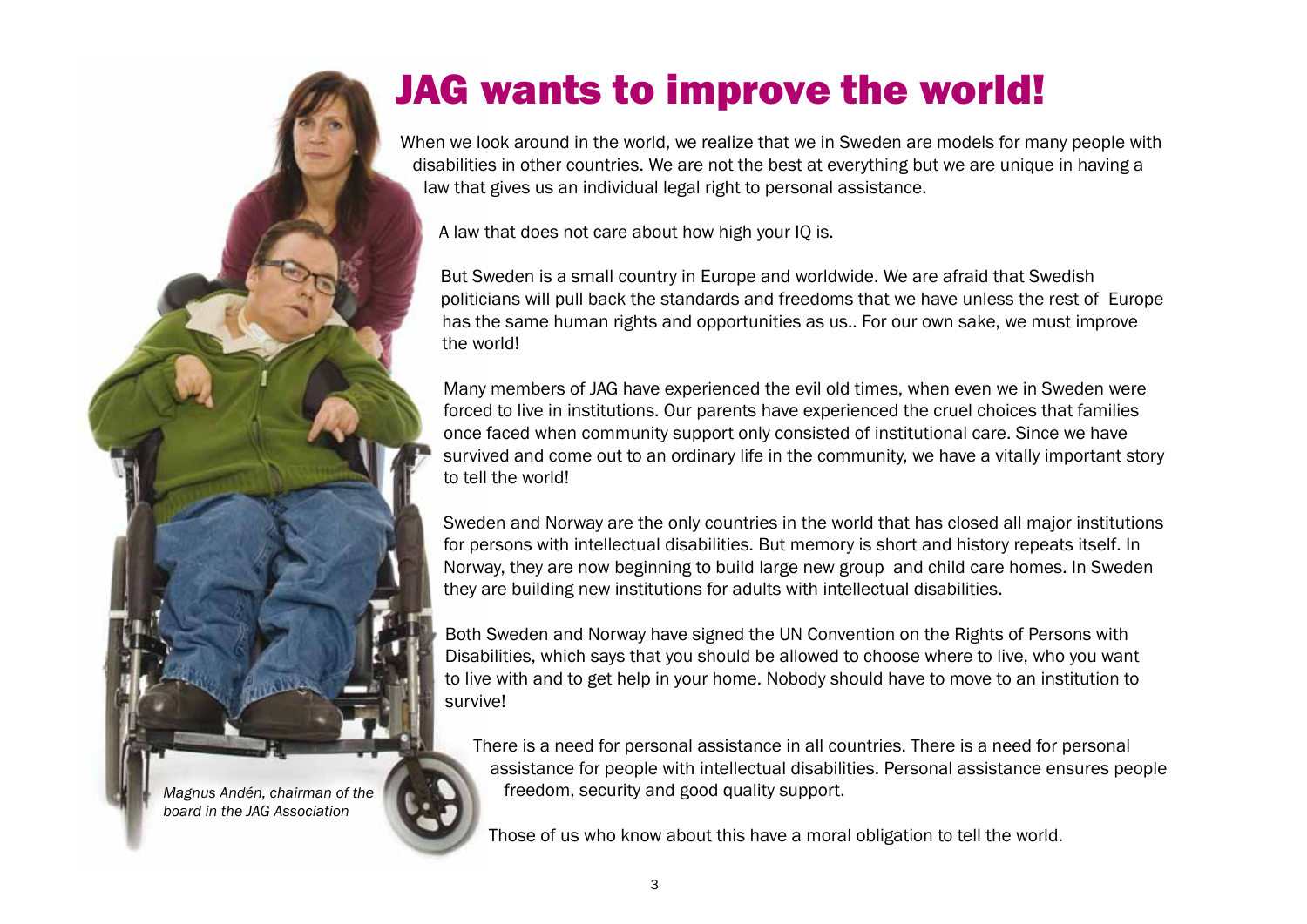# JAG wants to improve the world!

When we look around in the world, we realize that we in Sweden are models for many people with disabilities in other countries. We are not the best at everything but we are unique in having a law that gives us an individual legal right to personal assistance.

A law that does not care about how high your IQ is.

But Sweden is a small country in Europe and worldwide. We are afraid that Swedish politicians will pull back the standards and freedoms that we have unless the rest of Europe has the same human rights and opportunities as us.. For our own sake, we must improve the world!

Many members of JAG have experienced the evil old times, when even we in Sweden were forced to live in institutions. Our parents have experienced the cruel choices that families once faced when community support only consisted of institutional care. Since we have survived and come out to an ordinary life in the community, we have a vitally important story to tell the world!

Sweden and Norway are the only countries in the world that has closed all major institutions for persons with intellectual disabilities. But memory is short and history repeats itself. In Norway, they are now beginning to build large new group and child care homes. In Sweden they are building new institutions for adults with intellectual disabilities.

Both Sweden and Norway have signed the UN Convention on the Rights of Persons with Disabilities, which says that you should be allowed to choose where to live, who you want to live with and to get help in your home. Nobody should have to move to an institution to survive!

There is a need for personal assistance in all countries. There is a need for personal assistance for people with intellectual disabilities. Personal assistance ensures people freedom, security and good quality support.

Those of us who know about this have a moral obligation to tell the world.

*Magnus Andén, chairman of the board in the JAG Association*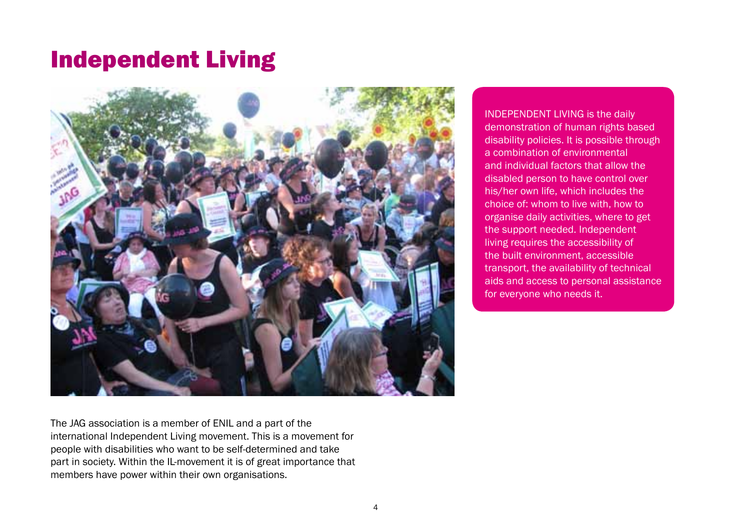# Independent Living

INDEPENDENT LIVING is the daily demonstration of human rights based disability policies. It is possible through a combination of environmental and individual factors that allow the disabled person to have control over his/her own life, which includes the choice of: whom to live with, how to organise daily activities, where to get the support needed. Independent living requires the accessibility of the built environment, accessible transport, the availability of technical aids and access to personal assistance for everyone who needs it.

The JAG association is a member of ENIL and a part of the international Independent Living movement. This is a movement for people with disabilities who want to be self-determined and take part in society. Within the IL-movement it is of great importance that members have power within their own organisations.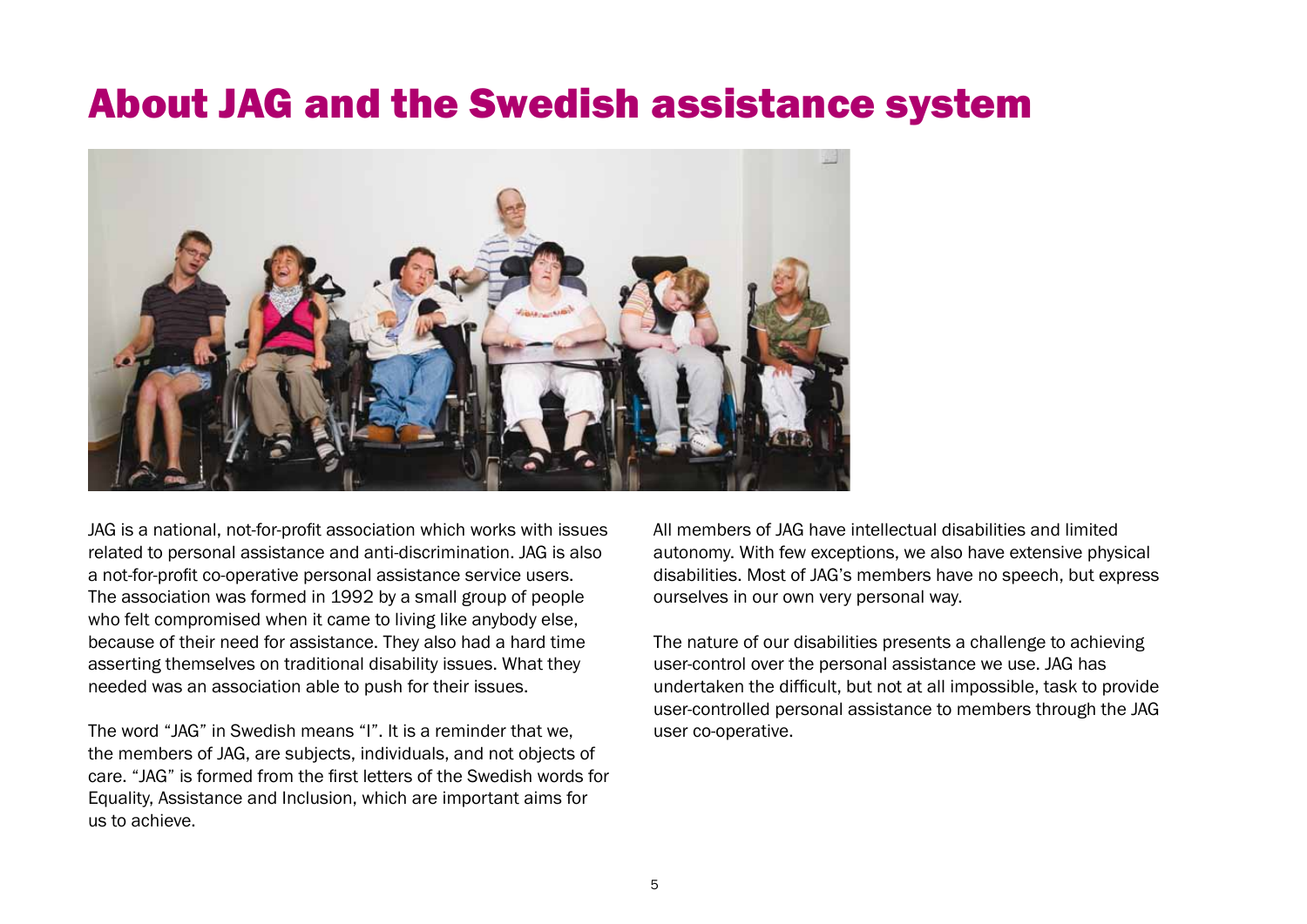# About JAG and the Swedish assistance system

JAG is a national, not-for-profit association which works with issues related to personal assistance and anti-discrimination. JAG is also a not-for-profit co-operative personal assistance service users. The association was formed in 1992 by a small group of people who felt compromised when it came to living like anybody else, because of their need for assistance. They also had a hard time asserting themselves on traditional disability issues. What they needed was an association able to push for their issues.

The word "JAG" in Swedish means "I". It is a reminder that we, the members of JAG, are subjects, individuals, and not objects of care. "JAG" is formed from the first letters of the Swedish words for Equality, Assistance and Inclusion, which are important aims for us to achieve.

All members of JAG have intellectual disabilities and limited autonomy. With few exceptions, we also have extensive physical disabilities. Most of JAG's members have no speech, but express ourselves in our own very personal way.

The nature of our disabilities presents a challenge to achieving user-control over the personal assistance we use. JAG has undertaken the difficult, but not at all impossible, task to provide user-controlled personal assistance to members through the JAG user co-operative.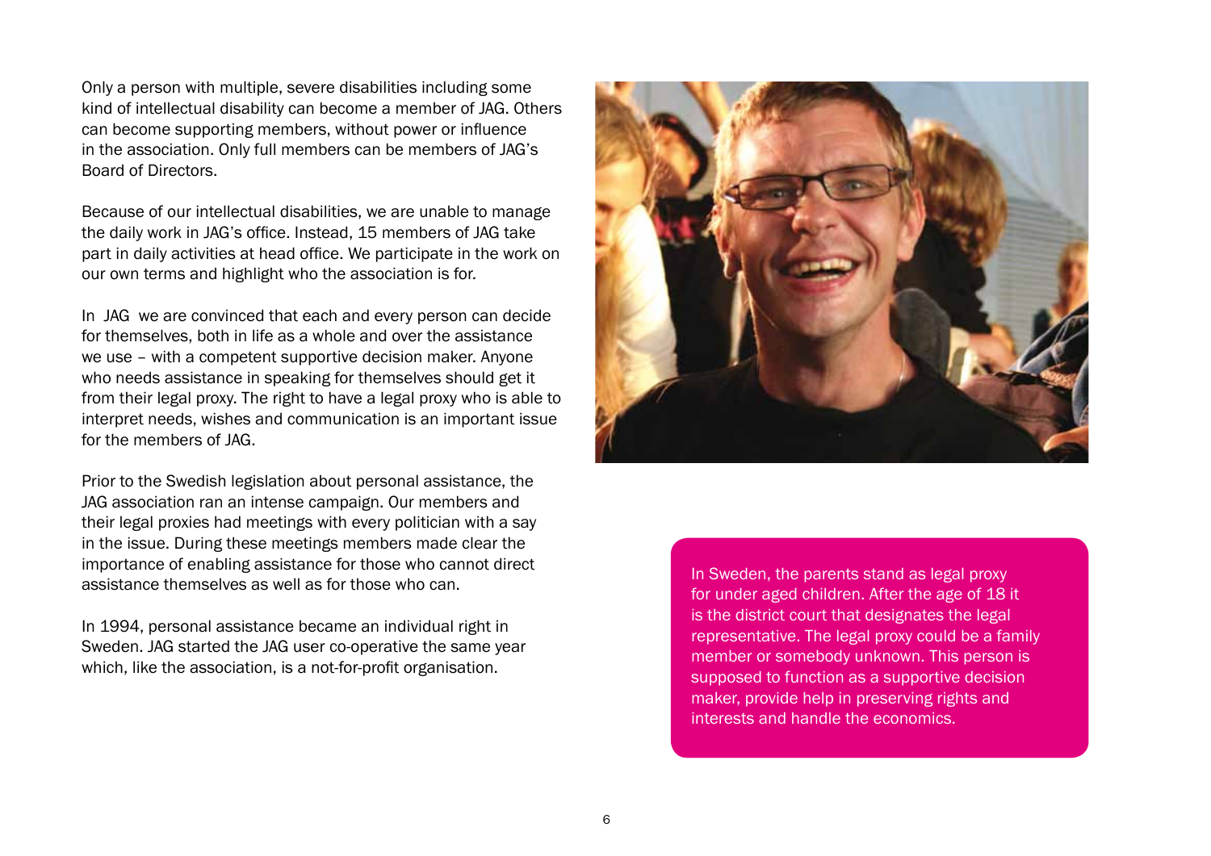Only a person with multiple, severe disabilities including some kind of intellectual disability can become a member of JAG. Others can become supporting members, without power or influence in the association. Only full members can be members of JAG's Board of Directors.

Because of our intellectual disabilities, we are unable to manage the daily work in JAG's office. Instead, 15 members of JAG take part in daily activities at head office. We participate in the work on our own terms and highlight who the association is for.

In JAG we are convinced that each and every person can decide for themselves, both in life as a whole and over the assistance we use – with a competent supportive decision maker. Anyone who needs assistance in speaking for themselves should get it from their legal proxy. The right to have a legal proxy who is able to interpret needs, wishes and communication is an important issue for the members of JAG.

Prior to the Swedish legislation about personal assistance, the JAG association ran an intense campaign. Our members and their legal proxies had meetings with every politician with a say in the issue. During these meetings members made clear the importance of enabling assistance for those who cannot direct assistance themselves as well as for those who can.

In 1994, personal assistance became an individual right in Sweden. JAG started the JAG user co-operative the same year which, like the association, is a not-for-profit organisation.

In Sweden, the parents stand as legal proxy for under aged children. After the age of 18 it is the district court that designates the legal representative. The legal proxy could be a family member or somebody unknown. This person is supposed to function as a supportive decision maker, provide help in preserving rights and interests and handle the economics.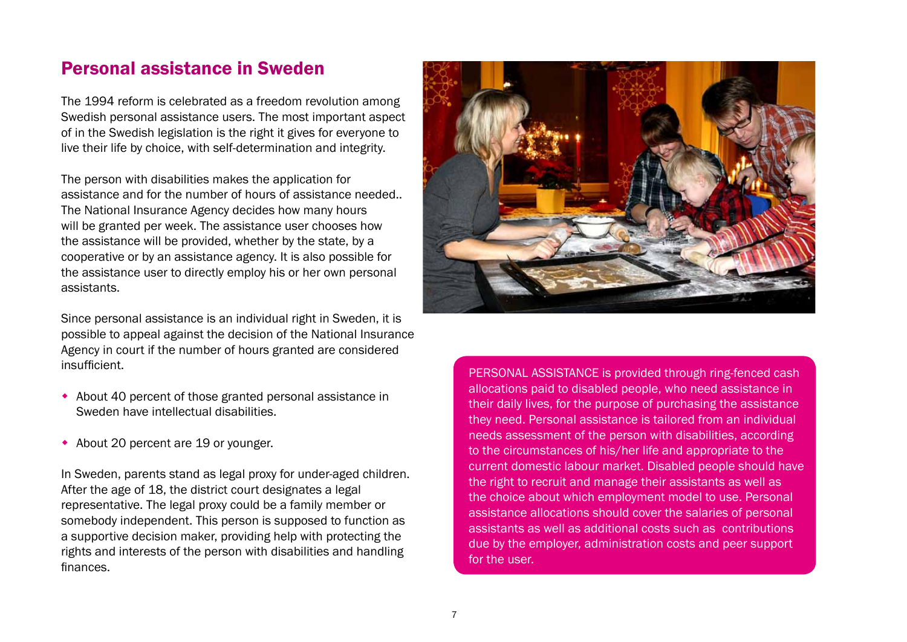# Personal assistance in Sweden

The 1994 reform is celebrated as a freedom revolution among Swedish personal assistance users. The most important aspect of in the Swedish legislation is the right it gives for everyone to live their life by choice, with self-determination and integrity.

The person with disabilities makes the application for assistance and for the number of hours of assistance needed.. The National Insurance Agency decides how many hours will be granted per week. The assistance user chooses how the assistance will be provided, whether by the state, by a cooperative or by an assistance agency. It is also possible for the assistance user to directly employ his or her own personal assistants.

Since personal assistance is an individual right in Sweden, it is possible to appeal against the decision of the National Insurance Agency in court if the number of hours granted are considered insufficient.

- About 40 percent of those granted personal assistance in Sweden have intellectual disabilities.
- About 20 percent are 19 or younger.

In Sweden, parents stand as legal proxy for under-aged children. After the age of 18, the district court designates a legal representative. The legal proxy could be a family member or somebody independent. This person is supposed to function as a supportive decision maker, providing help with protecting the rights and interests of the person with disabilities and handling finances.

PERSONAL ASSISTANCE is provided through ring-fenced cash allocations paid to disabled people, who need assistance in their daily lives, for the purpose of purchasing the assistance they need. Personal assistance is tailored from an individual needs assessment of the person with disabilities, according to the circumstances of his/her life and appropriate to the current domestic labour market. Disabled people should have the right to recruit and manage their assistants as well as the choice about which employment model to use. Personal assistance allocations should cover the salaries of personal assistants as well as additional costs such as contributions due by the employer, administration costs and peer support for the user.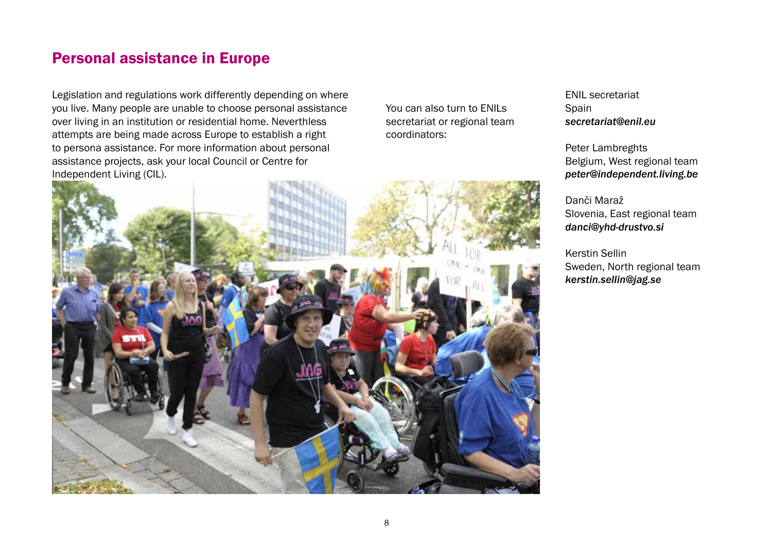## Personal assistance in Europe

Legislation and regulations work differently depending on where you live. Many people are unable to choose personal assistance over living in an institution or residential home. Neverthless attempts are being made across Europe to establish a right to persona assistance. For more information about personal assistance projects, ask your local Council or Centre for Independent Living (CIL).

You can also turn to ENILs secretariat or regional team coordinators:

ENIL secretariat
Spain
***secretariat@enil.eu***

Peter Lambreghts
Belgium, West regional team
***peter@independent.living.be***

Danči Maraž
Slovenia, East regional team
***danci@yhd-drustvo.si***

Kerstin Sellin
Sweden, North regional team
***kerstin.sellin@jag.se***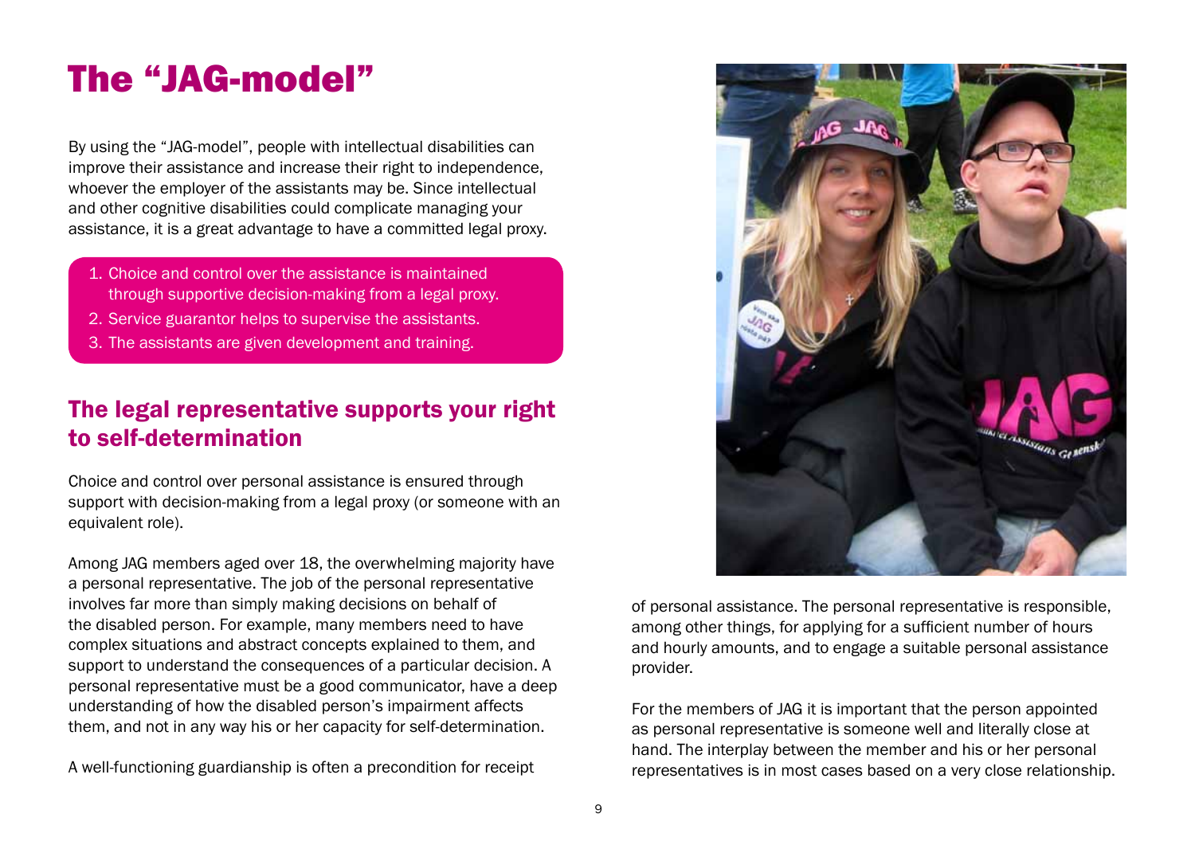# The "JAG-model"

By using the "JAG-model", people with intellectual disabilities can improve their assistance and increase their right to independence, whoever the employer of the assistants may be. Since intellectual and other cognitive disabilities could complicate managing your assistance, it is a great advantage to have a committed legal proxy.

1. Choice and control over the assistance is maintained through supportive decision-making from a legal proxy.
2. Service guarantor helps to supervise the assistants.
3. The assistants are given development and training.

## The legal representative supports your right to self-determination

Choice and control over personal assistance is ensured through support with decision-making from a legal proxy (or someone with an equivalent role).

Among JAG members aged over 18, the overwhelming majority have a personal representative. The job of the personal representative involves far more than simply making decisions on behalf of the disabled person. For example, many members need to have complex situations and abstract concepts explained to them, and support to understand the consequences of a particular decision. A personal representative must be a good communicator, have a deep understanding of how the disabled person's impairment affects them, and not in any way his or her capacity for self-determination.

A well-functioning guardianship is often a precondition for receipt of personal assistance. The personal representative is responsible, among other things, for applying for a sufficient number of hours and hourly amounts, and to engage a suitable personal assistance provider.

For the members of JAG it is important that the person appointed as personal representative is someone well and literally close at hand. The interplay between the member and his or her personal representatives is in most cases based on a very close relationship.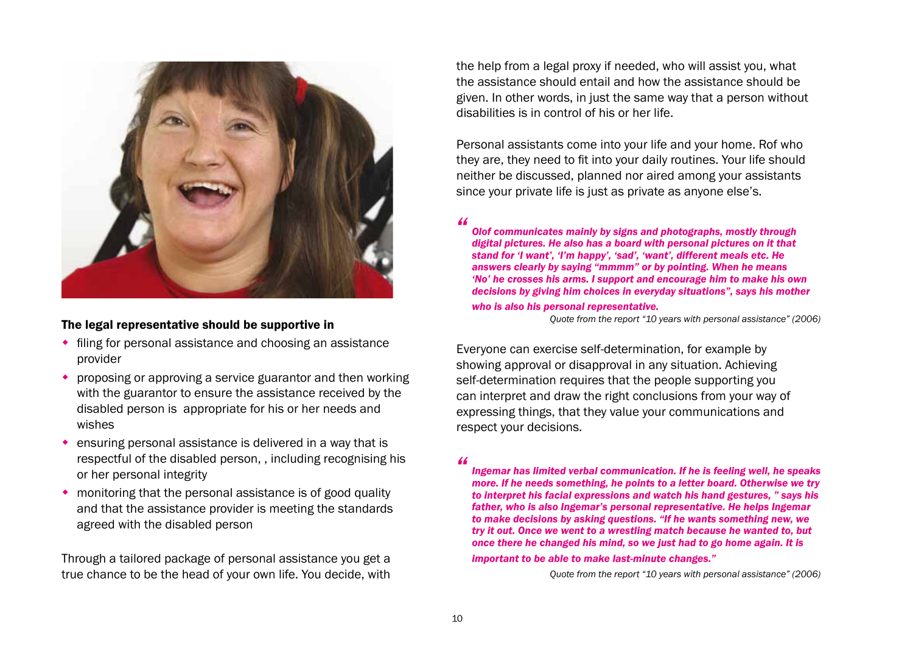**The legal representative should be supportive in**

- filing for personal assistance and choosing an assistance provider
- proposing or approving a service guarantor and then working with the guarantor to ensure the assistance received by the disabled person is appropriate for his or her needs and wishes
- ensuring personal assistance is delivered in a way that is respectful of the disabled person, , including recognising his or her personal integrity
- monitoring that the personal assistance is of good quality and that the assistance provider is meeting the standards agreed with the disabled person

Through a tailored package of personal assistance you get a true chance to be the head of your own life. You decide, with the help from a legal proxy if needed, who will assist you, what the assistance should entail and how the assistance should be given. In other words, in just the same way that a person without disabilities is in control of his or her life.

Personal assistants come into your life and your home. Rof who they are, they need to fit into your daily routines. Your life should neither be discussed, planned nor aired among your assistants since your private life is just as private as anyone else's.

> ***"Olof communicates mainly by signs and photographs, mostly through digital pictures. He also has a board with personal pictures on it that stand for 'I want', 'I'm happy', 'sad', 'want', different meals etc. He answers clearly by saying "mmmm" or by pointing. When he means 'No' he crosses his arms. I support and encourage him to make his own decisions by giving him choices in everyday situations", says his mother who is also his personal representative.***
>
> *Quote from the report "10 years with personal assistance" (2006)*

Everyone can exercise self-determination, for example by showing approval or disapproval in any situation. Achieving self-determination requires that the people supporting you can interpret and draw the right conclusions from your way of expressing things, that they value your communications and respect your decisions.

> ***"Ingemar has limited verbal communication. If he is feeling well, he speaks more. If he needs something, he points to a letter board. Otherwise we try to interpret his facial expressions and watch his hand gestures, " says his father, who is also Ingemar's personal representative. He helps Ingemar to make decisions by asking questions. "If he wants something new, we try it out. Once we went to a wrestling match because he wanted to, but once there he changed his mind, so we just had to go home again. It is important to be able to make last-minute changes."***
>
> *Quote from the report "10 years with personal assistance" (2006)*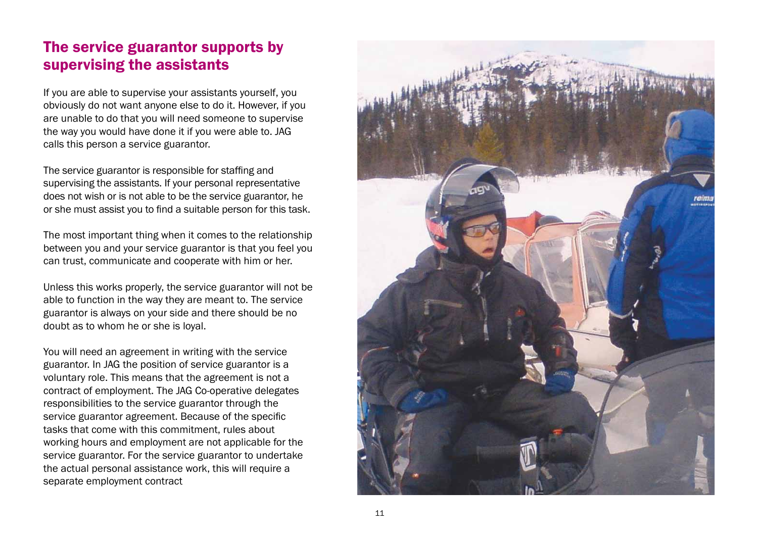## The service guarantor supports by supervising the assistants

If you are able to supervise your assistants yourself, you obviously do not want anyone else to do it. However, if you are unable to do that you will need someone to supervise the way you would have done it if you were able to. JAG calls this person a service guarantor.

The service guarantor is responsible for staffing and supervising the assistants. If your personal representative does not wish or is not able to be the service guarantor, he or she must assist you to find a suitable person for this task.

The most important thing when it comes to the relationship between you and your service guarantor is that you feel you can trust, communicate and cooperate with him or her.

Unless this works properly, the service guarantor will not be able to function in the way they are meant to. The service guarantor is always on your side and there should be no doubt as to whom he or she is loyal.

You will need an agreement in writing with the service guarantor. In JAG the position of service guarantor is a voluntary role. This means that the agreement is not a contract of employment. The JAG Co-operative delegates responsibilities to the service guarantor through the service guarantor agreement. Because of the specific tasks that come with this commitment, rules about working hours and employment are not applicable for the service guarantor. For the service guarantor to undertake the actual personal assistance work, this will require a separate employment contract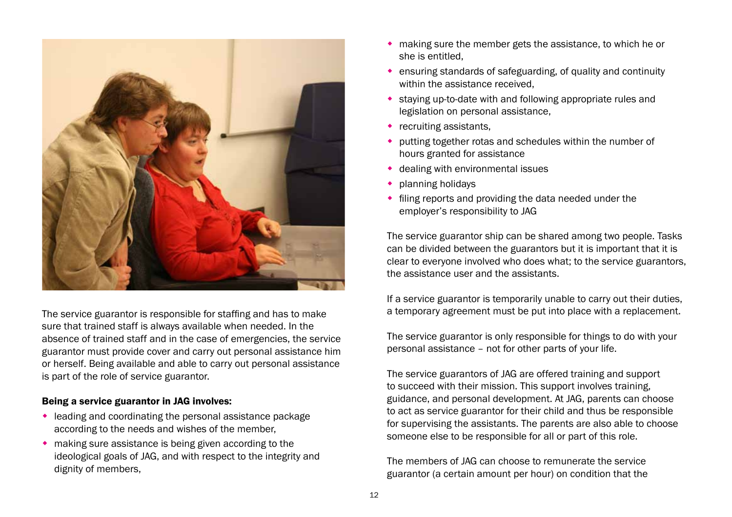The service guarantor is responsible for staffing and has to make sure that trained staff is always available when needed. In the absence of trained staff and in the case of emergencies, the service guarantor must provide cover and carry out personal assistance him or herself. Being available and able to carry out personal assistance is part of the role of service guarantor.

### Being a service guarantor in JAG involves:

- leading and coordinating the personal assistance package according to the needs and wishes of the member,
- making sure assistance is being given according to the ideological goals of JAG, and with respect to the integrity and dignity of members,
- making sure the member gets the assistance, to which he or she is entitled,
- ensuring standards of safeguarding, of quality and continuity within the assistance received,
- staying up-to-date with and following appropriate rules and legislation on personal assistance,
- recruiting assistants,
- putting together rotas and schedules within the number of hours granted for assistance
- dealing with environmental issues
- planning holidays
- filing reports and providing the data needed under the employer's responsibility to JAG

The service guarantor ship can be shared among two people. Tasks can be divided between the guarantors but it is important that it is clear to everyone involved who does what; to the service guarantors, the assistance user and the assistants.

If a service guarantor is temporarily unable to carry out their duties, a temporary agreement must be put into place with a replacement.

The service guarantor is only responsible for things to do with your personal assistance – not for other parts of your life.

The service guarantors of JAG are offered training and support to succeed with their mission. This support involves training, guidance, and personal development. At JAG, parents can choose to act as service guarantor for their child and thus be responsible for supervising the assistants. The parents are also able to choose someone else to be responsible for all or part of this role.

The members of JAG can choose to remunerate the service guarantor (a certain amount per hour) on condition that the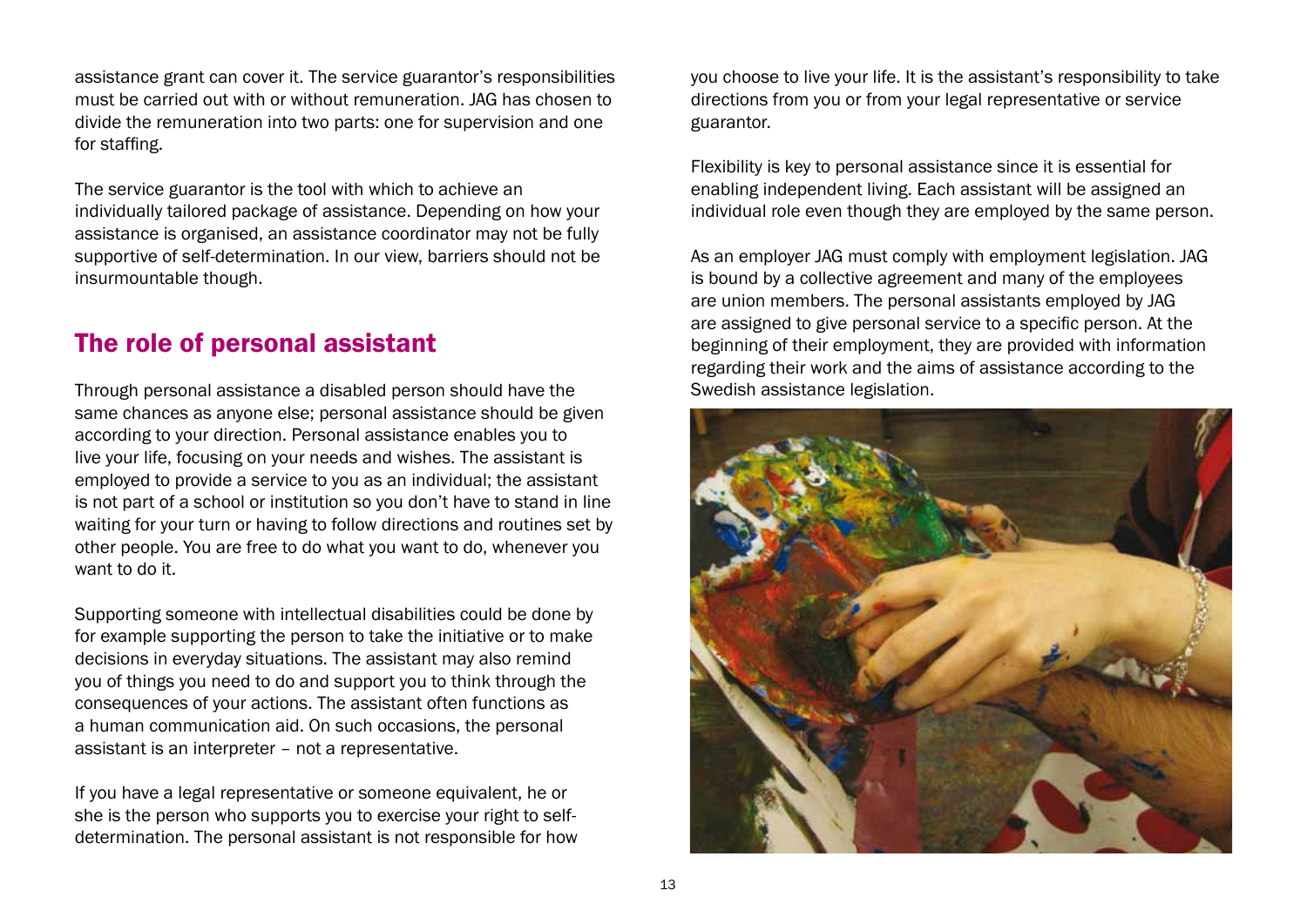assistance grant can cover it. The service guarantor's responsibilities must be carried out with or without remuneration. JAG has chosen to divide the remuneration into two parts: one for supervision and one for staffing.

The service guarantor is the tool with which to achieve an individually tailored package of assistance. Depending on how your assistance is organised, an assistance coordinator may not be fully supportive of self-determination. In our view, barriers should not be insurmountable though.

## The role of personal assistant

Through personal assistance a disabled person should have the same chances as anyone else; personal assistance should be given according to your direction. Personal assistance enables you to live your life, focusing on your needs and wishes. The assistant is employed to provide a service to you as an individual; the assistant is not part of a school or institution so you don't have to stand in line waiting for your turn or having to follow directions and routines set by other people. You are free to do what you want to do, whenever you want to do it.

Supporting someone with intellectual disabilities could be done by for example supporting the person to take the initiative or to make decisions in everyday situations. The assistant may also remind you of things you need to do and support you to think through the consequences of your actions. The assistant often functions as a human communication aid. On such occasions, the personal assistant is an interpreter – not a representative.

If you have a legal representative or someone equivalent, he or she is the person who supports you to exercise your right to self-determination. The personal assistant is not responsible for how you choose to live your life. It is the assistant's responsibility to take directions from you or from your legal representative or service guarantor.

Flexibility is key to personal assistance since it is essential for enabling independent living. Each assistant will be assigned an individual role even though they are employed by the same person.

As an employer JAG must comply with employment legislation. JAG is bound by a collective agreement and many of the employees are union members. The personal assistants employed by JAG are assigned to give personal service to a specific person. At the beginning of their employment, they are provided with information regarding their work and the aims of assistance according to the Swedish assistance legislation.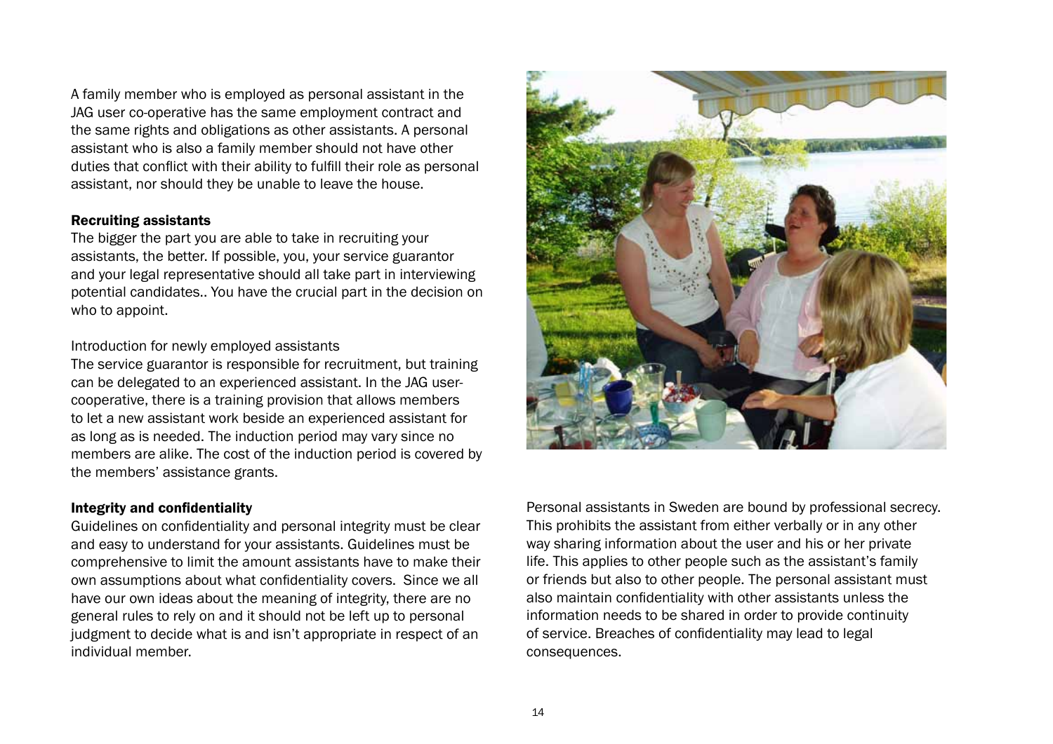A family member who is employed as personal assistant in the JAG user co-operative has the same employment contract and the same rights and obligations as other assistants. A personal assistant who is also a family member should not have other duties that conflict with their ability to fulfill their role as personal assistant, nor should they be unable to leave the house.

### Recruiting assistants

The bigger the part you are able to take in recruiting your assistants, the better. If possible, you, your service guarantor and your legal representative should all take part in interviewing potential candidates.. You have the crucial part in the decision on who to appoint.

Introduction for newly employed assistants

The service guarantor is responsible for recruitment, but training can be delegated to an experienced assistant. In the JAG user-cooperative, there is a training provision that allows members to let a new assistant work beside an experienced assistant for as long as is needed. The induction period may vary since no members are alike. The cost of the induction period is covered by the members' assistance grants.

### Integrity and confidentiality

Guidelines on confidentiality and personal integrity must be clear and easy to understand for your assistants. Guidelines must be comprehensive to limit the amount assistants have to make their own assumptions about what confidentiality covers.  Since we all have our own ideas about the meaning of integrity, there are no general rules to rely on and it should not be left up to personal judgment to decide what is and isn't appropriate in respect of an individual member.

Personal assistants in Sweden are bound by professional secrecy. This prohibits the assistant from either verbally or in any other way sharing information about the user and his or her private life. This applies to other people such as the assistant's family or friends but also to other people. The personal assistant must also maintain confidentiality with other assistants unless the information needs to be shared in order to provide continuity of service. Breaches of confidentiality may lead to legal consequences.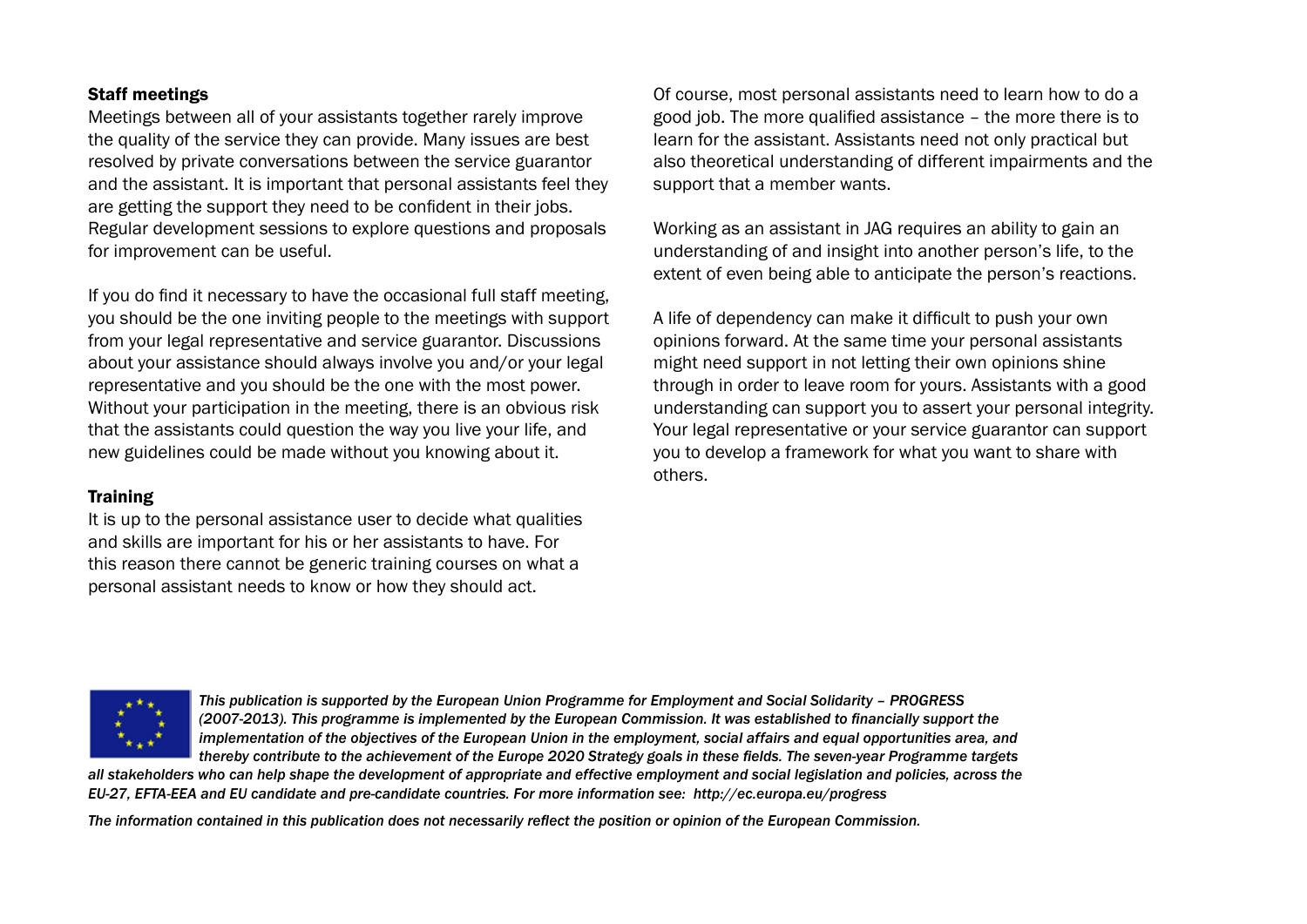### Staff meetings

Meetings between all of your assistants together rarely improve the quality of the service they can provide. Many issues are best resolved by private conversations between the service guarantor and the assistant. It is important that personal assistants feel they are getting the support they need to be confident in their jobs. Regular development sessions to explore questions and proposals for improvement can be useful.

If you do find it necessary to have the occasional full staff meeting, you should be the one inviting people to the meetings with support from your legal representative and service guarantor. Discussions about your assistance should always involve you and/or your legal representative and you should be the one with the most power. Without your participation in the meeting, there is an obvious risk that the assistants could question the way you live your life, and new guidelines could be made without you knowing about it.

### Training

It is up to the personal assistance user to decide what qualities and skills are important for his or her assistants to have. For this reason there cannot be generic training courses on what a personal assistant needs to know or how they should act.

Of course, most personal assistants need to learn how to do a good job. The more qualified assistance – the more there is to learn for the assistant. Assistants need not only practical but also theoretical understanding of different impairments and the support that a member wants.

Working as an assistant in JAG requires an ability to gain an understanding of and insight into another person's life, to the extent of even being able to anticipate the person's reactions.

A life of dependency can make it difficult to push your own opinions forward. At the same time your personal assistants might need support in not letting their own opinions shine through in order to leave room for yours. Assistants with a good understanding can support you to assert your personal integrity. Your legal representative or your service guarantor can support you to develop a framework for what you want to share with others.

*This publication is supported by the European Union Programme for Employment and Social Solidarity – PROGRESS (2007-2013). This programme is implemented by the European Commission. It was established to financially support the implementation of the objectives of the European Union in the employment, social affairs and equal opportunities area, and thereby contribute to the achievement of the Europe 2020 Strategy goals in these fields. The seven-year Programme targets all stakeholders who can help shape the development of appropriate and effective employment and social legislation and policies, across the EU-27, EFTA-EEA and EU candidate and pre-candidate countries. For more information see: http://ec.europa.eu/progress*

*The information contained in this publication does not necessarily reflect the position or opinion of the European Commission.*